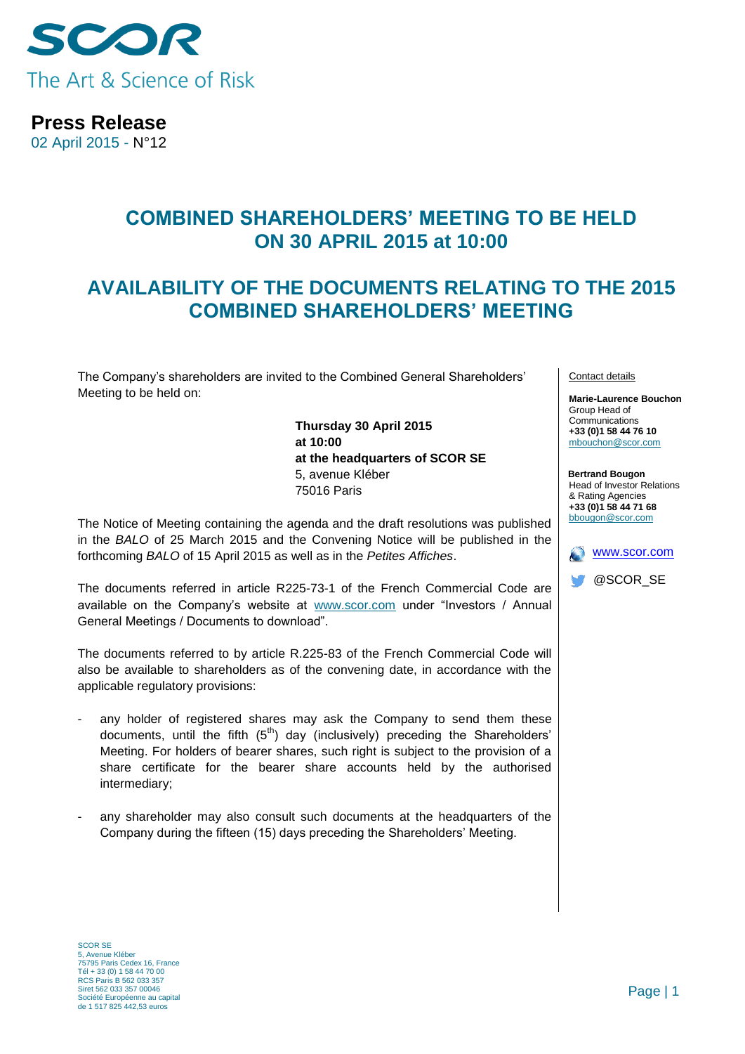SCOR
The Art & Science of Risk

**Press Release**
02 April 2015 - N°12

# COMBINED SHAREHOLDERS' MEETING TO BE HELD ON 30 APRIL 2015 at 10:00

# AVAILABILITY OF THE DOCUMENTS RELATING TO THE 2015 COMBINED SHAREHOLDERS' MEETING

The Company's shareholders are invited to the Combined General Shareholders' Meeting to be held on:

**Thursday 30 April 2015**
**at 10:00**
**at the headquarters of SCOR SE**
5, avenue Kléber
75016 Paris

The Notice of Meeting containing the agenda and the draft resolutions was published in the *BALO* of 25 March 2015 and the Convening Notice will be published in the forthcoming *BALO* of 15 April 2015 as well as in the *Petites Affiches*.

The documents referred in article R225-73-1 of the French Commercial Code are available on the Company's website at www.scor.com under "Investors / Annual General Meetings / Documents to download".

The documents referred to by article R.225-83 of the French Commercial Code will also be available to shareholders as of the convening date, in accordance with the applicable regulatory provisions:

- any holder of registered shares may ask the Company to send them these documents, until the fifth (5th) day (inclusively) preceding the Shareholders' Meeting. For holders of bearer shares, such right is subject to the provision of a share certificate for the bearer share accounts held by the authorised intermediary;

- any shareholder may also consult such documents at the headquarters of the Company during the fifteen (15) days preceding the Shareholders' Meeting.

Contact details

**Marie-Laurence Bouchon**
Group Head of Communications
**+33 (0)1 58 44 76 10**
mbouchon@scor.com

**Bertrand Bougon**
Head of Investor Relations & Rating Agencies
**+33 (0)1 58 44 71 68**
bbougon@scor.com

www.scor.com

@SCOR_SE

SCOR SE
5, Avenue Kléber
75795 Paris Cedex 16, France
Tél + 33 (0) 1 58 44 70 00
RCS Paris B 562 033 357
Siret 562 033 357 00046
Société Européenne au capital de 1 517 825 442,53 euros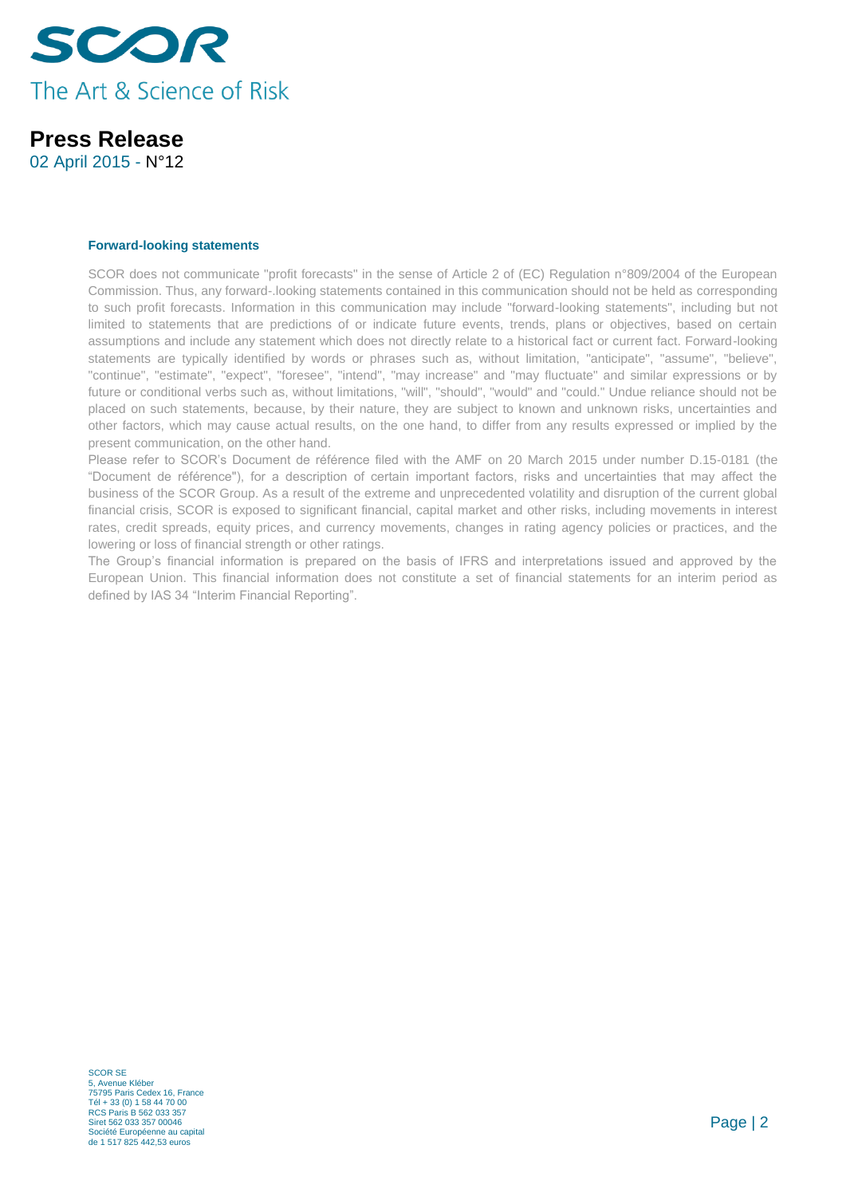**Forward-looking statements**

SCOR does not communicate "profit forecasts" in the sense of Article 2 of (EC) Regulation n°809/2004 of the European Commission. Thus, any forward-.looking statements contained in this communication should not be held as corresponding to such profit forecasts. Information in this communication may include "forward-looking statements", including but not limited to statements that are predictions of or indicate future events, trends, plans or objectives, based on certain assumptions and include any statement which does not directly relate to a historical fact or current fact. Forward-looking statements are typically identified by words or phrases such as, without limitation, "anticipate", "assume", "believe", "continue", "estimate", "expect", "foresee", "intend", "may increase" and "may fluctuate" and similar expressions or by future or conditional verbs such as, without limitations, "will", "should", "would" and "could." Undue reliance should not be placed on such statements, because, by their nature, they are subject to known and unknown risks, uncertainties and other factors, which may cause actual results, on the one hand, to differ from any results expressed or implied by the present communication, on the other hand.

Please refer to SCOR's Document de référence filed with the AMF on 20 March 2015 under number D.15-0181 (the "Document de référence"), for a description of certain important factors, risks and uncertainties that may affect the business of the SCOR Group. As a result of the extreme and unprecedented volatility and disruption of the current global financial crisis, SCOR is exposed to significant financial, capital market and other risks, including movements in interest rates, credit spreads, equity prices, and currency movements, changes in rating agency policies or practices, and the lowering or loss of financial strength or other ratings.

The Group's financial information is prepared on the basis of IFRS and interpretations issued and approved by the European Union. This financial information does not constitute a set of financial statements for an interim period as defined by IAS 34 "Interim Financial Reporting".

SCOR SE
5, Avenue Kléber
75795 Paris Cedex 16, France
Tél + 33 (0) 1 58 44 70 00
RCS Paris B 562 033 357
Siret 562 033 357 00046
Société Européenne au capital
de 1 517 825 442,53 euros